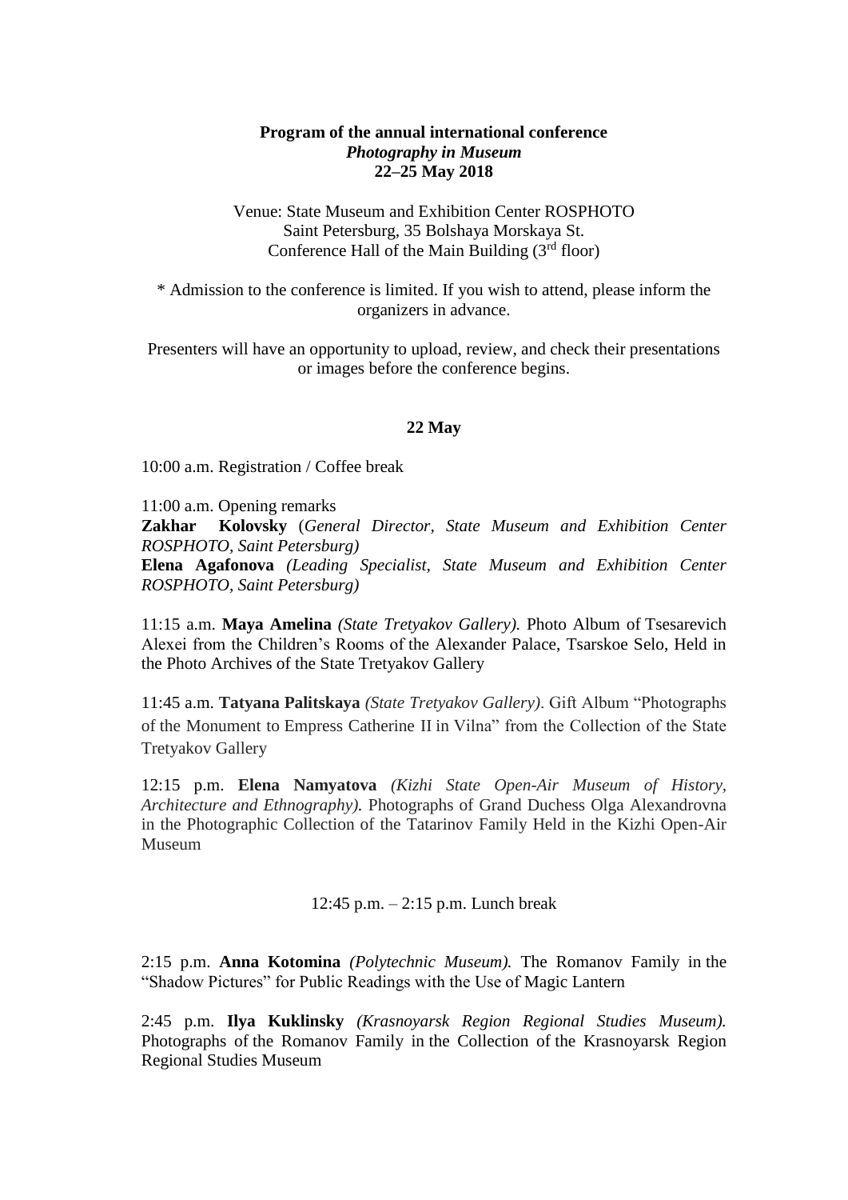**Program of the annual international conference**
***Photography in Museum***
**22–25 May 2018**

Venue: State Museum and Exhibition Center ROSPHOTO
Saint Petersburg, 35 Bolshaya Morskaya St.
Conference Hall of the Main Building (3rd floor)

\* Admission to the conference is limited. If you wish to attend, please inform the organizers in advance.

Presenters will have an opportunity to upload, review, and check their presentations or images before the conference begins.

## 22 May

10:00 a.m. Registration / Coffee break

11:00 a.m. Opening remarks
**Zakhar Kolovsky** (*General Director, State Museum and Exhibition Center ROSPHOTO, Saint Petersburg)*
**Elena Agafonova** *(Leading Specialist, State Museum and Exhibition Center ROSPHOTO, Saint Petersburg)*

11:15 a.m. **Maya Amelina** *(State Tretyakov Gallery).* Photo Album of Tsesarevich Alexei from the Children's Rooms of the Alexander Palace, Tsarskoe Selo, Held in the Photo Archives of the State Tretyakov Gallery

11:45 a.m. **Tatyana Palitskaya** *(State Tretyakov Gallery)*. Gift Album "Photographs of the Monument to Empress Catherine II in Vilna" from the Collection of the State Tretyakov Gallery

12:15 p.m. **Elena Namyatova** *(Kizhi State Open-Air Museum of History, Architecture and Ethnography).* Photographs of Grand Duchess Olga Alexandrovna in the Photographic Collection of the Tatarinov Family Held in the Kizhi Open-Air Museum

12:45 p.m. – 2:15 p.m. Lunch break

2:15 p.m. **Anna Kotomina** *(Polytechnic Museum).* The Romanov Family in the "Shadow Pictures" for Public Readings with the Use of Magic Lantern

2:45 p.m. **Ilya Kuklinsky** *(Krasnoyarsk Region Regional Studies Museum).* Photographs of the Romanov Family in the Collection of the Krasnoyarsk Region Regional Studies Museum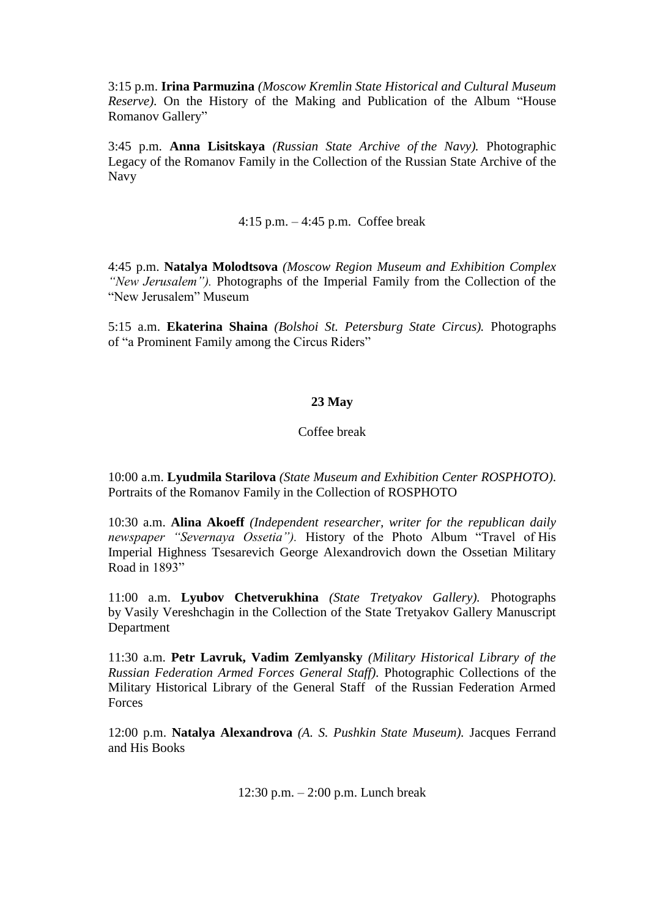3:15 p.m. **Irina Parmuzina** *(Moscow Kremlin State Historical and Cultural Museum Reserve)*. On the History of the Making and Publication of the Album "House Romanov Gallery"

3:45 p.m. **Anna Lisitskaya** *(Russian State Archive of the Navy).* Photographic Legacy of the Romanov Family in the Collection of the Russian State Archive of the Navy

4:15 p.m. – 4:45 p.m. Coffee break

4:45 p.m. **Natalya Molodtsova** *(Moscow Region Museum and Exhibition Complex "New Jerusalem").* Photographs of the Imperial Family from the Collection of the "New Jerusalem" Museum

5:15 a.m. **Ekaterina Shaina** *(Bolshoi St. Petersburg State Circus).* Photographs of "a Prominent Family among the Circus Riders"

**23 May**

Coffee break

10:00 a.m. **Lyudmila Starilova** *(State Museum and Exhibition Center ROSPHOTO).* Portraits of the Romanov Family in the Collection of ROSPHOTO

10:30 a.m. **Alina Akoeff** *(Independent researcher, writer for the republican daily newspaper "Severnaya Ossetia").* History of the Photo Album "Travel of His Imperial Highness Tsesarevich George Alexandrovich down the Ossetian Military Road in 1893"

11:00 a.m. **Lyubov Chetverukhina** *(State Tretyakov Gallery).* Photographs by Vasily Vereshchagin in the Collection of the State Tretyakov Gallery Manuscript Department

11:30 a.m. **Petr Lavruk, Vadim Zemlyansky** *(Military Historical Library of the Russian Federation Armed Forces General Staff).* Photographic Collections of the Military Historical Library of the General Staff of the Russian Federation Armed Forces

12:00 p.m. **Natalya Alexandrova** *(A. S. Pushkin State Museum).* Jacques Ferrand and His Books

12:30 p.m. – 2:00 p.m. Lunch break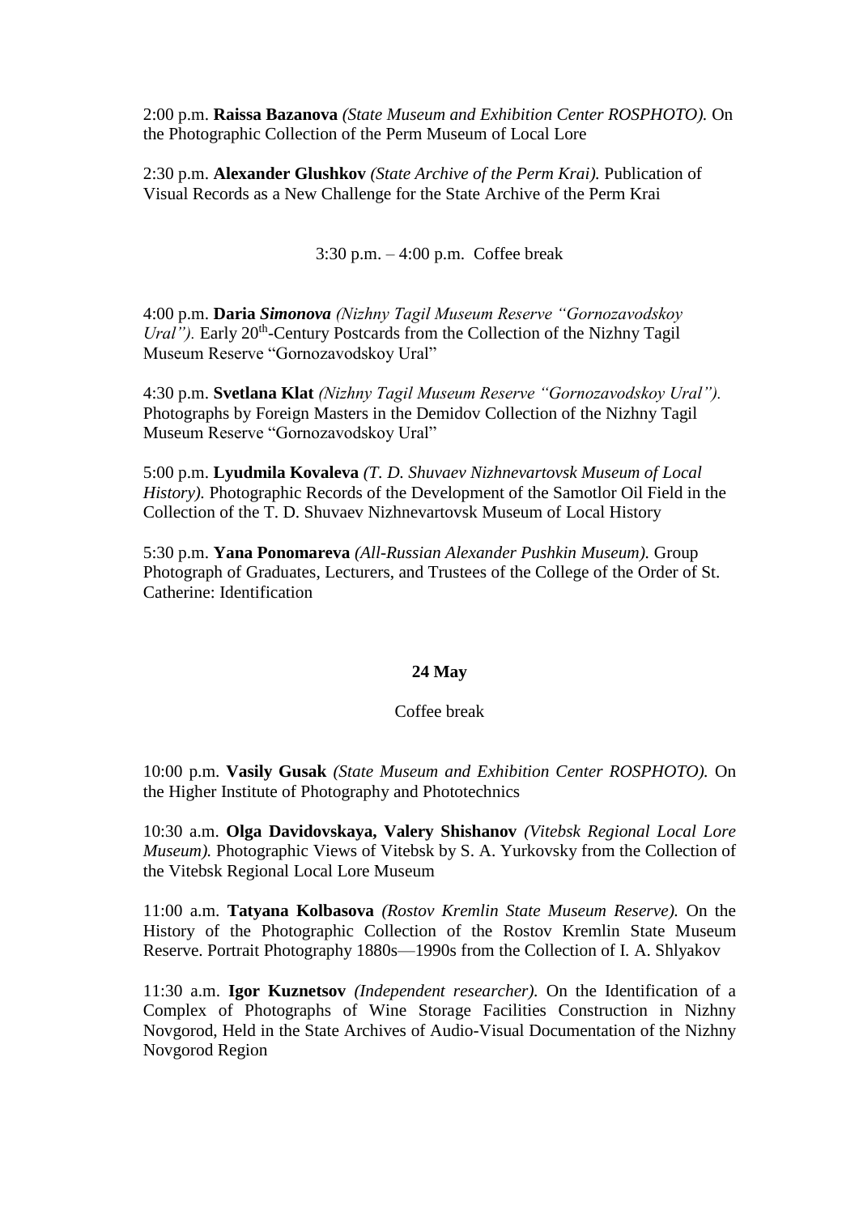2:00 p.m. **Raissa Bazanova** *(State Museum and Exhibition Center ROSPHOTO).* On the Photographic Collection of the Perm Museum of Local Lore

2:30 p.m. **Alexander Glushkov** *(State Archive of the Perm Krai).* Publication of Visual Records as a New Challenge for the State Archive of the Perm Krai

3:30 p.m. – 4:00 p.m. Coffee break

4:00 p.m. **Daria *Simonova*** *(Nizhny Tagil Museum Reserve "Gornozavodskoy Ural").* Early 20th-Century Postcards from the Collection of the Nizhny Tagil Museum Reserve "Gornozavodskoy Ural"

4:30 p.m. **Svetlana Klat** *(Nizhny Tagil Museum Reserve "Gornozavodskoy Ural").* Photographs by Foreign Masters in the Demidov Collection of the Nizhny Tagil Museum Reserve "Gornozavodskoy Ural"

5:00 p.m. **Lyudmila Kovaleva** *(T. D. Shuvaev Nizhnevartovsk Museum of Local History).* Photographic Records of the Development of the Samotlor Oil Field in the Collection of the T. D. Shuvaev Nizhnevartovsk Museum of Local History

5:30 p.m. **Yana Ponomareva** *(All-Russian Alexander Pushkin Museum).* Group Photograph of Graduates, Lecturers, and Trustees of the College of the Order of St. Catherine: Identification

**24 May**

Coffee break

10:00 p.m. **Vasily Gusak** *(State Museum and Exhibition Center ROSPHOTO).* On the Higher Institute of Photography and Phototechnics

10:30 a.m. **Olga Davidovskaya, Valery Shishanov** *(Vitebsk Regional Local Lore Museum).* Photographic Views of Vitebsk by S. A. Yurkovsky from the Collection of the Vitebsk Regional Local Lore Museum

11:00 a.m. **Tatyana Kolbasova** *(Rostov Kremlin State Museum Reserve).* On the History of the Photographic Collection of the Rostov Kremlin State Museum Reserve. Portrait Photography 1880s—1990s from the Collection of I. A. Shlyakov

11:30 a.m. **Igor Kuznetsov** *(Independent researcher).* On the Identification of a Complex of Photographs of Wine Storage Facilities Construction in Nizhny Novgorod, Held in the State Archives of Audio-Visual Documentation of the Nizhny Novgorod Region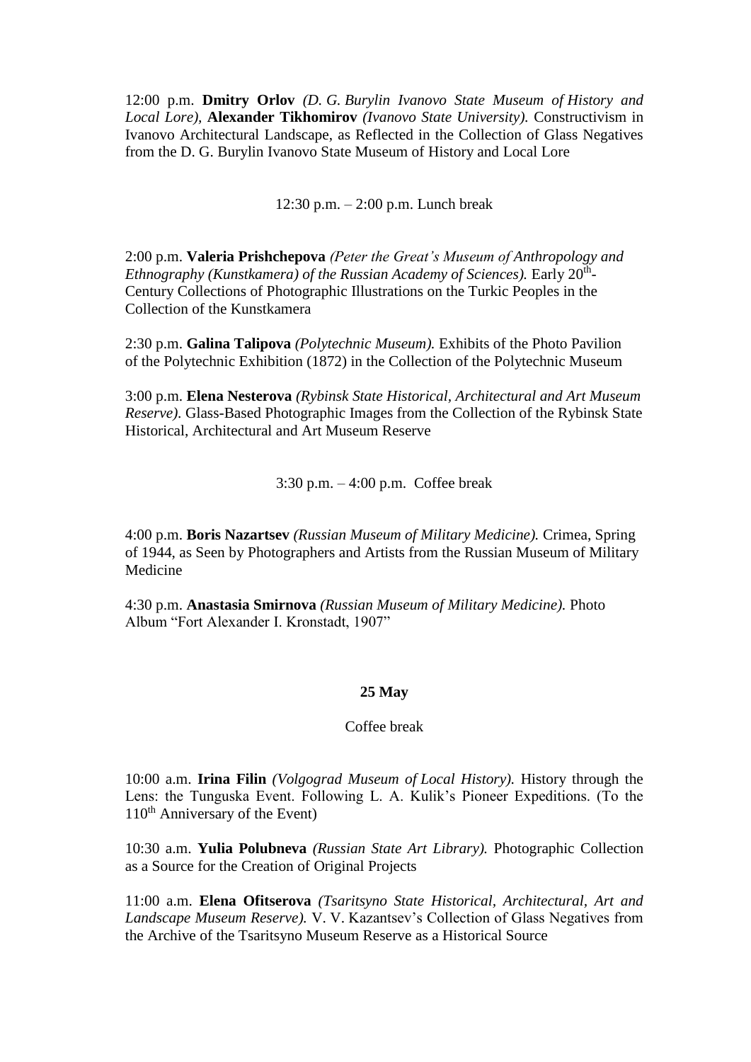12:00 p.m. **Dmitry Orlov** *(D. G. Burylin Ivanovo State Museum of History and Local Lore),* **Alexander Tikhomirov** *(Ivanovo State University).* Constructivism in Ivanovo Architectural Landscape, as Reflected in the Collection of Glass Negatives from the D. G. Burylin Ivanovo State Museum of History and Local Lore

12:30 p.m. – 2:00 p.m. Lunch break

2:00 p.m. **Valeria Prishchepova** *(Peter the Great's Museum of Anthropology and Ethnography (Kunstkamera) of the Russian Academy of Sciences).* Early 20th-Century Collections of Photographic Illustrations on the Turkic Peoples in the Collection of the Kunstkamera

2:30 p.m. **Galina Talipova** *(Polytechnic Museum).* Exhibits of the Photo Pavilion of the Polytechnic Exhibition (1872) in the Collection of the Polytechnic Museum

3:00 p.m. **Elena Nesterova** *(Rybinsk State Historical, Architectural and Art Museum Reserve).* Glass-Based Photographic Images from the Collection of the Rybinsk State Historical, Architectural and Art Museum Reserve

3:30 p.m. – 4:00 p.m. Coffee break

4:00 p.m. **Boris Nazartsev** *(Russian Museum of Military Medicine).* Crimea, Spring of 1944, as Seen by Photographers and Artists from the Russian Museum of Military Medicine

4:30 p.m. **Anastasia Smirnova** *(Russian Museum of Military Medicine).* Photo Album "Fort Alexander I. Kronstadt, 1907"

**25 May**

Coffee break

10:00 a.m. **Irina Filin** *(Volgograd Museum of Local History).* History through the Lens: the Tunguska Event. Following L. A. Kulik's Pioneer Expeditions. (To the 110th Anniversary of the Event)

10:30 a.m. **Yulia Polubneva** *(Russian State Art Library).* Photographic Collection as a Source for the Creation of Original Projects

11:00 a.m. **Elena Ofitserova** *(Tsaritsyno State Historical, Architectural, Art and Landscape Museum Reserve).* V. V. Kazantsev's Collection of Glass Negatives from the Archive of the Tsaritsyno Museum Reserve as a Historical Source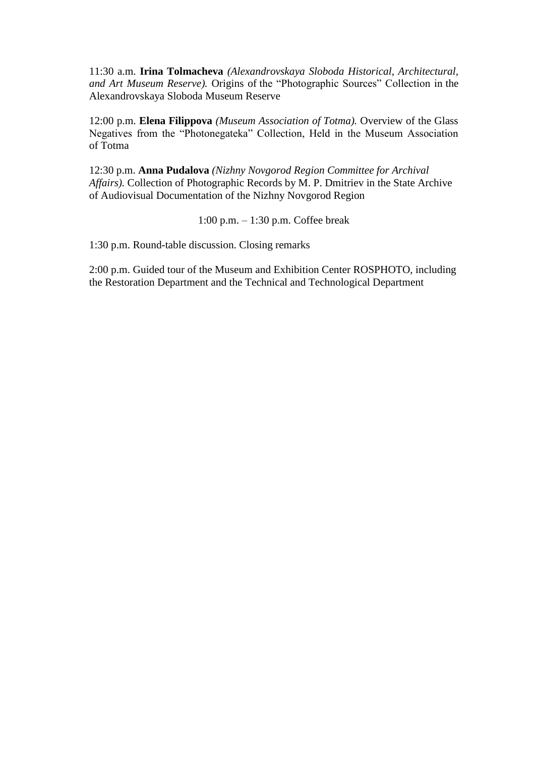11:30 a.m. **Irina Tolmacheva** *(Alexandrovskaya Sloboda Historical, Architectural, and Art Museum Reserve).* Origins of the “Photographic Sources” Collection in the Alexandrovskaya Sloboda Museum Reserve

12:00 p.m. **Elena Filippova** *(Museum Association of Totma).* Overview of the Glass Negatives from the “Photonegateka” Collection, Held in the Museum Association of Totma

12:30 p.m. **Anna Pudalova** *(Nizhny Novgorod Region Committee for Archival Affairs).* Collection of Photographic Records by M. P. Dmitriev in the State Archive of Audiovisual Documentation of the Nizhny Novgorod Region

1:00 p.m. – 1:30 p.m. Coffee break

1:30 p.m. Round-table discussion. Closing remarks

2:00 p.m. Guided tour of the Museum and Exhibition Center ROSPHOTO, including the Restoration Department and the Technical and Technological Department